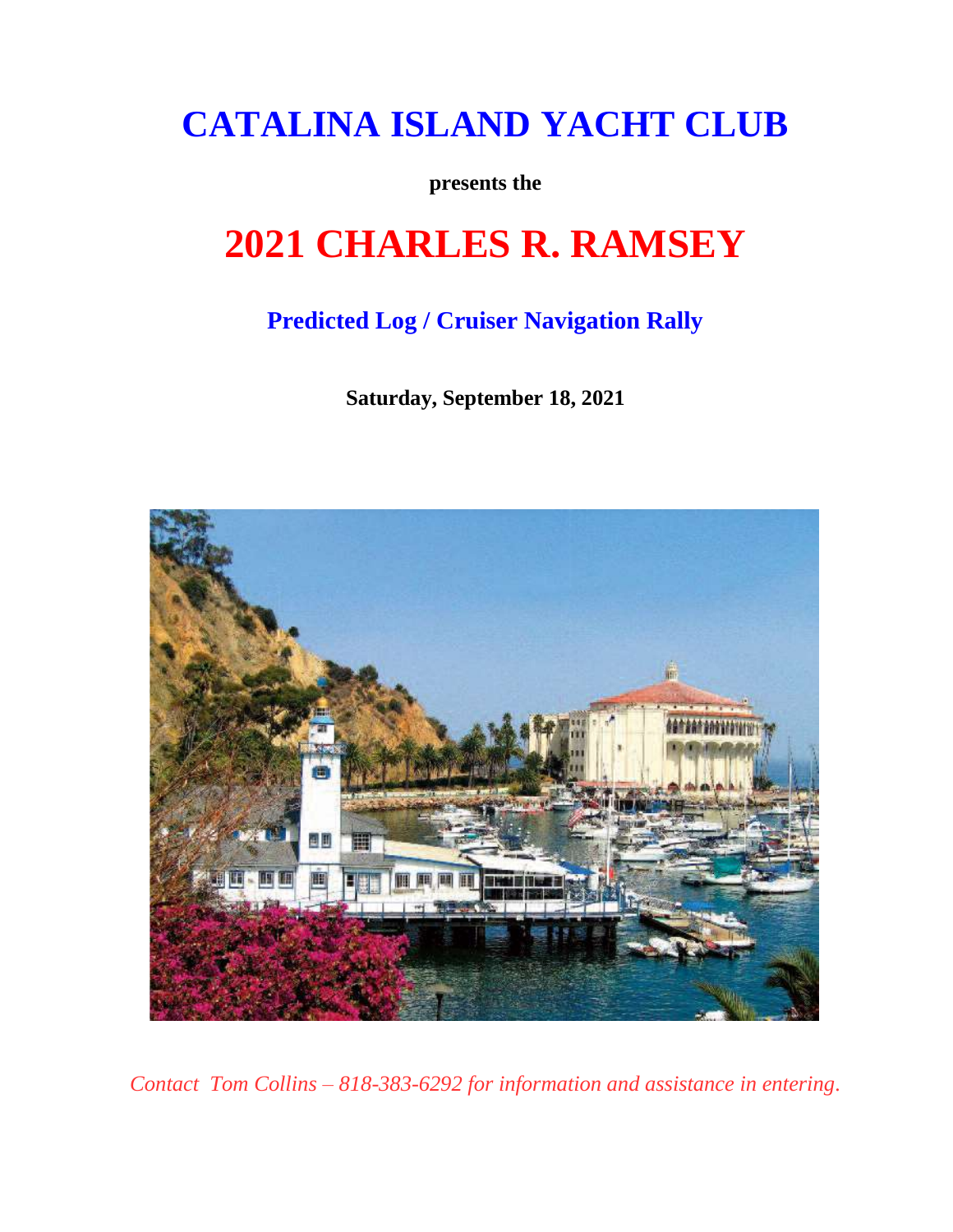# CATALINA ISLAND YACHT CLUB

**presents the**

# 2021 CHARLES R. RAMSEY

## Predicted Log / Cruiser Navigation Rally

**Saturday, September 18, 2021**

*Contact Tom Collins – 818-383-6292 for information and assistance in entering.*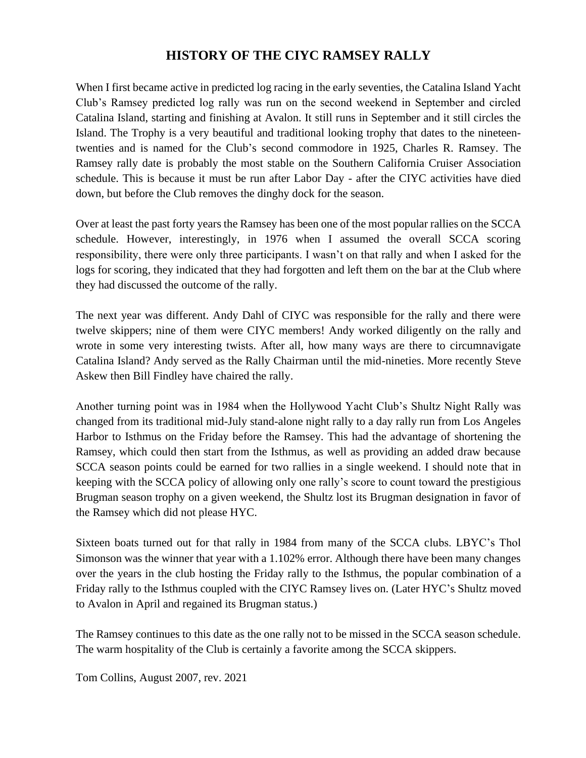# HISTORY OF THE CIYC RAMSEY RALLY

When I first became active in predicted log racing in the early seventies, the Catalina Island Yacht Club's Ramsey predicted log rally was run on the second weekend in September and circled Catalina Island, starting and finishing at Avalon. It still runs in September and it still circles the Island. The Trophy is a very beautiful and traditional looking trophy that dates to the nineteen-twenties and is named for the Club's second commodore in 1925, Charles R. Ramsey. The Ramsey rally date is probably the most stable on the Southern California Cruiser Association schedule. This is because it must be run after Labor Day - after the CIYC activities have died down, but before the Club removes the dinghy dock for the season.

Over at least the past forty years the Ramsey has been one of the most popular rallies on the SCCA schedule. However, interestingly, in 1976 when I assumed the overall SCCA scoring responsibility, there were only three participants. I wasn't on that rally and when I asked for the logs for scoring, they indicated that they had forgotten and left them on the bar at the Club where they had discussed the outcome of the rally.

The next year was different. Andy Dahl of CIYC was responsible for the rally and there were twelve skippers; nine of them were CIYC members! Andy worked diligently on the rally and wrote in some very interesting twists. After all, how many ways are there to circumnavigate Catalina Island? Andy served as the Rally Chairman until the mid-nineties. More recently Steve Askew then Bill Findley have chaired the rally.

Another turning point was in 1984 when the Hollywood Yacht Club's Shultz Night Rally was changed from its traditional mid-July stand-alone night rally to a day rally run from Los Angeles Harbor to Isthmus on the Friday before the Ramsey. This had the advantage of shortening the Ramsey, which could then start from the Isthmus, as well as providing an added draw because SCCA season points could be earned for two rallies in a single weekend. I should note that in keeping with the SCCA policy of allowing only one rally's score to count toward the prestigious Brugman season trophy on a given weekend, the Shultz lost its Brugman designation in favor of the Ramsey which did not please HYC.

Sixteen boats turned out for that rally in 1984 from many of the SCCA clubs. LBYC's Thol Simonson was the winner that year with a 1.102% error. Although there have been many changes over the years in the club hosting the Friday rally to the Isthmus, the popular combination of a Friday rally to the Isthmus coupled with the CIYC Ramsey lives on. (Later HYC's Shultz moved to Avalon in April and regained its Brugman status.)

The Ramsey continues to this date as the one rally not to be missed in the SCCA season schedule. The warm hospitality of the Club is certainly a favorite among the SCCA skippers.

Tom Collins, August 2007, rev. 2021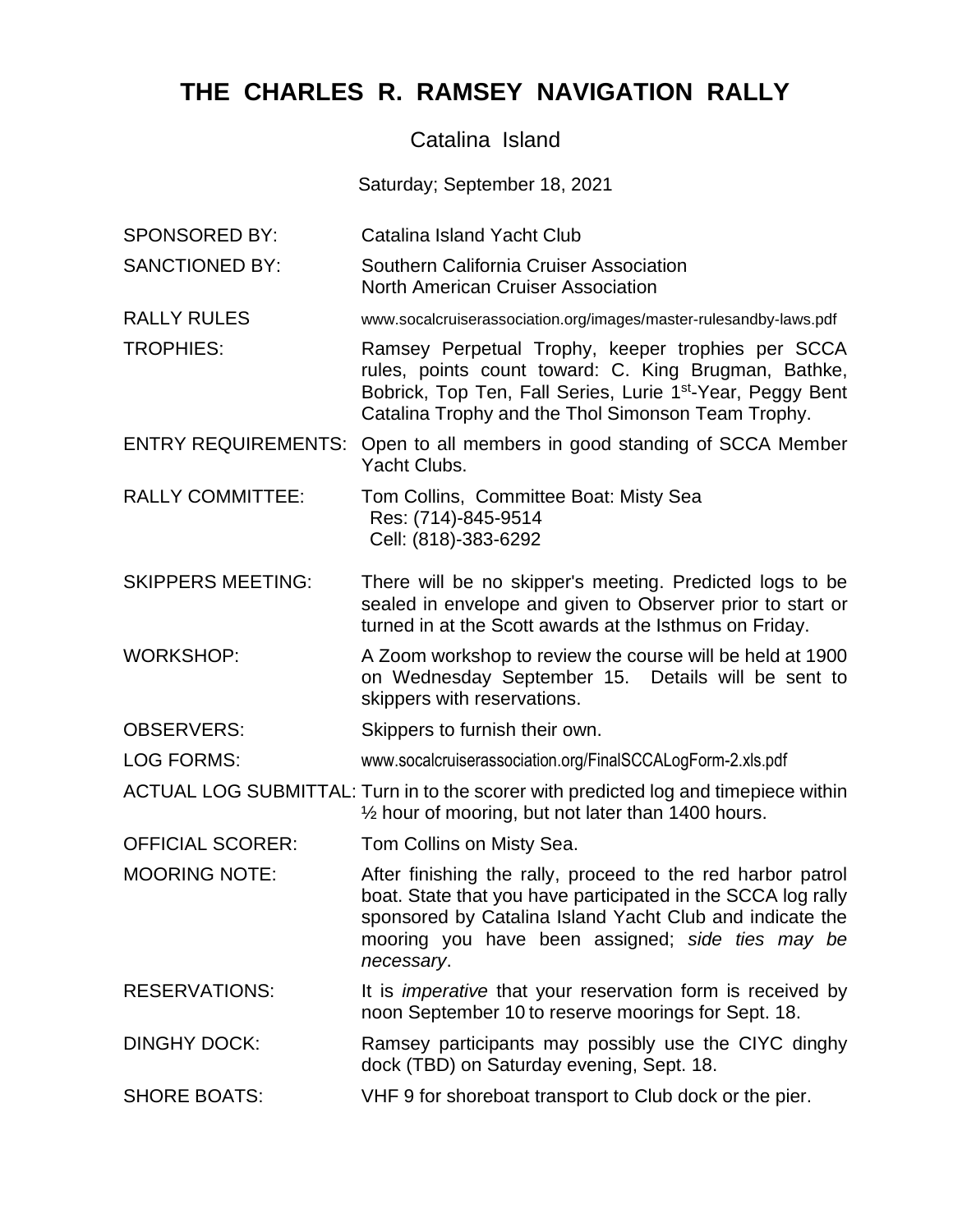# THE CHARLES R. RAMSEY NAVIGATION RALLY

Catalina Island

Saturday; September 18, 2021

| | |
|---|---|
| SPONSORED BY: | Catalina Island Yacht Club |
| SANCTIONED BY: | Southern California Cruiser Association<br>North American Cruiser Association |
| RALLY RULES | www.socalcruiserassociation.org/images/master-rulesandby-laws.pdf |
| TROPHIES: | Ramsey Perpetual Trophy, keeper trophies per SCCA rules, points count toward: C. King Brugman, Bathke, Bobrick, Top Ten, Fall Series, Lurie 1st-Year, Peggy Bent Catalina Trophy and the Thol Simonson Team Trophy. |
| ENTRY REQUIREMENTS: | Open to all members in good standing of SCCA Member Yacht Clubs. |
| RALLY COMMITTEE: | Tom Collins, Committee Boat: Misty Sea<br>Res: (714)-845-9514<br>Cell: (818)-383-6292 |
| SKIPPERS MEETING: | There will be no skipper's meeting. Predicted logs to be sealed in envelope and given to Observer prior to start or turned in at the Scott awards at the Isthmus on Friday. |
| WORKSHOP: | A Zoom workshop to review the course will be held at 1900 on Wednesday September 15. Details will be sent to skippers with reservations. |
| OBSERVERS: | Skippers to furnish their own. |
| LOG FORMS: | www.socalcruiserassociation.org/FinalSCCALogForm-2.xls.pdf |
| ACTUAL LOG SUBMITTAL: | Turn in to the scorer with predicted log and timepiece within ½ hour of mooring, but not later than 1400 hours. |
| OFFICIAL SCORER: | Tom Collins on Misty Sea. |
| MOORING NOTE: | After finishing the rally, proceed to the red harbor patrol boat. State that you have participated in the SCCA log rally sponsored by Catalina Island Yacht Club and indicate the mooring you have been assigned; *side ties may be necessary*. |
| RESERVATIONS: | It is *imperative* that your reservation form is received by noon September 10 to reserve moorings for Sept. 18. |
| DINGHY DOCK: | Ramsey participants may possibly use the CIYC dinghy dock (TBD) on Saturday evening, Sept. 18. |
| SHORE BOATS: | VHF 9 for shoreboat transport to Club dock or the pier. |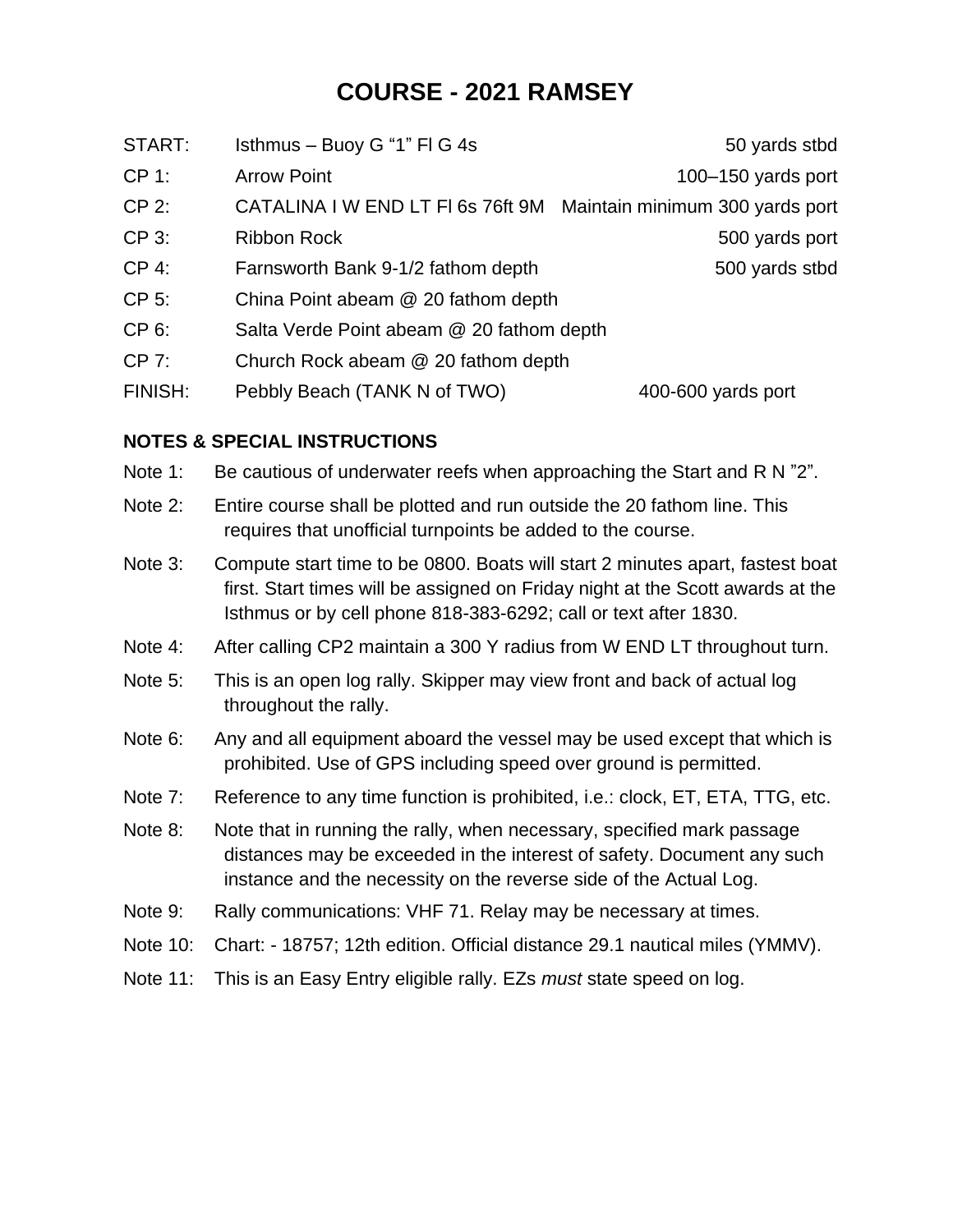# COURSE - 2021 RAMSEY

| | | |
|---|---|---|
| START: | Isthmus – Buoy G “1” Fl G 4s | 50 yards stbd |
| CP 1: | Arrow Point | 100–150 yards port |
| CP 2: | CATALINA I W END LT Fl 6s 76ft 9M | Maintain minimum 300 yards port |
| CP 3: | Ribbon Rock | 500 yards port |
| CP 4: | Farnsworth Bank 9-1/2 fathom depth | 500 yards stbd |
| CP 5: | China Point abeam @ 20 fathom depth | |
| CP 6: | Salta Verde Point abeam @ 20 fathom depth | |
| CP 7: | Church Rock abeam @ 20 fathom depth | |
| FINISH: | Pebbly Beach (TANK N of TWO) | 400-600 yards port |

**NOTES & SPECIAL INSTRUCTIONS**

Note 1: Be cautious of underwater reefs when approaching the Start and R N ”2”.

Note 2: Entire course shall be plotted and run outside the 20 fathom line. This requires that unofficial turnpoints be added to the course.

Note 3: Compute start time to be 0800. Boats will start 2 minutes apart, fastest boat first. Start times will be assigned on Friday night at the Scott awards at the Isthmus or by cell phone 818-383-6292; call or text after 1830.

Note 4: After calling CP2 maintain a 300 Y radius from W END LT throughout turn.

Note 5: This is an open log rally. Skipper may view front and back of actual log throughout the rally.

Note 6: Any and all equipment aboard the vessel may be used except that which is prohibited. Use of GPS including speed over ground is permitted.

Note 7: Reference to any time function is prohibited, i.e.: clock, ET, ETA, TTG, etc.

Note 8: Note that in running the rally, when necessary, specified mark passage distances may be exceeded in the interest of safety. Document any such instance and the necessity on the reverse side of the Actual Log.

Note 9: Rally communications: VHF 71. Relay may be necessary at times.

Note 10: Chart: - 18757; 12th edition. Official distance 29.1 nautical miles (YMMV).

Note 11: This is an Easy Entry eligible rally. EZs *must* state speed on log.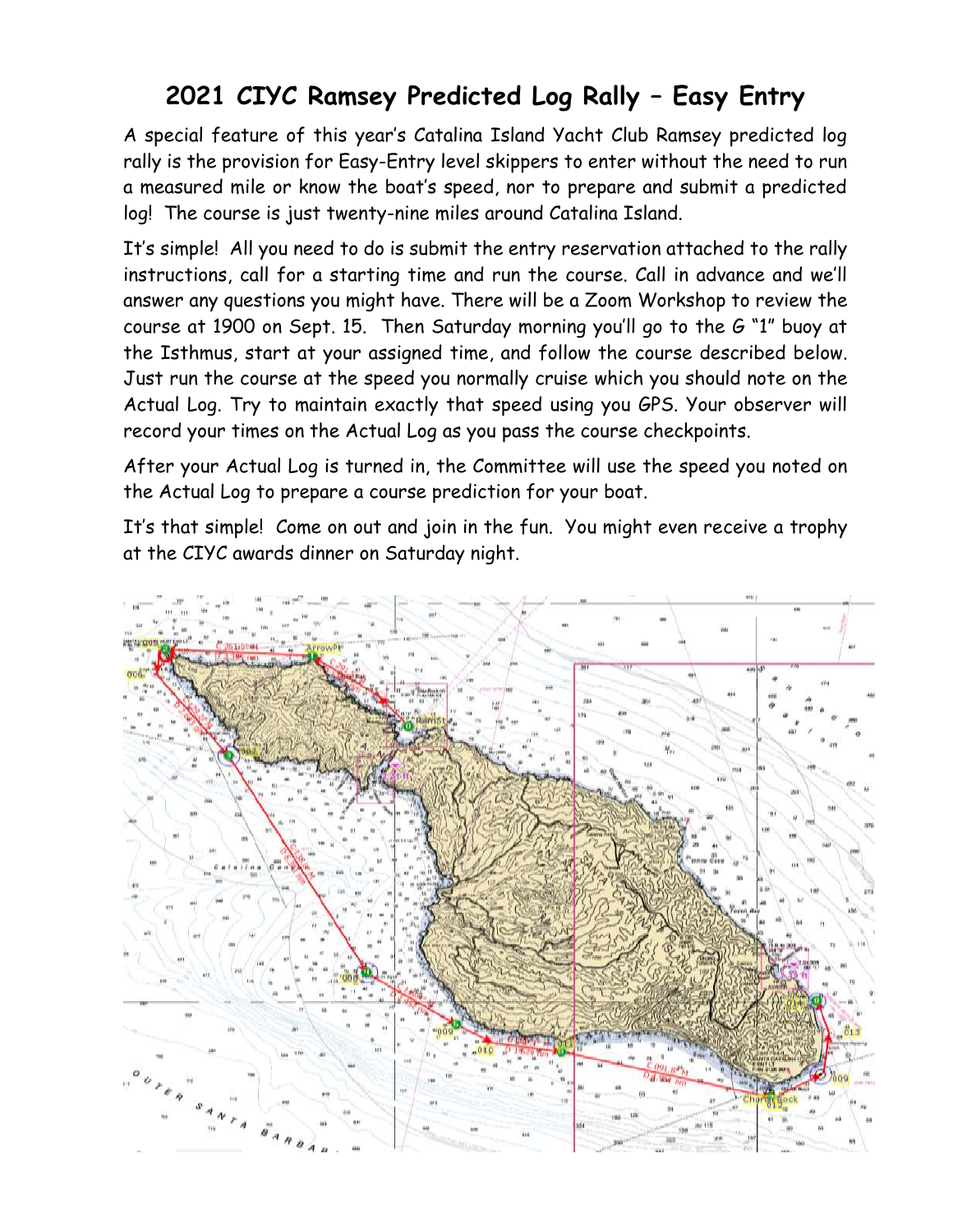# 2021 CIYC Ramsey Predicted Log Rally – Easy Entry

A special feature of this year's Catalina Island Yacht Club Ramsey predicted log rally is the provision for Easy-Entry level skippers to enter without the need to run a measured mile or know the boat's speed, nor to prepare and submit a predicted log! The course is just twenty-nine miles around Catalina Island.

It's simple! All you need to do is submit the entry reservation attached to the rally instructions, call for a starting time and run the course. Call in advance and we'll answer any questions you might have. There will be a Zoom Workshop to review the course at 1900 on Sept. 15. Then Saturday morning you'll go to the G "1" buoy at the Isthmus, start at your assigned time, and follow the course described below. Just run the course at the speed you normally cruise which you should note on the Actual Log. Try to maintain exactly that speed using you GPS. Your observer will record your times on the Actual Log as you pass the course checkpoints.

After your Actual Log is turned in, the Committee will use the speed you noted on the Actual Log to prepare a course prediction for your boat.

It's that simple! Come on out and join in the fun. You might even receive a trophy at the CIYC awards dinner on Saturday night.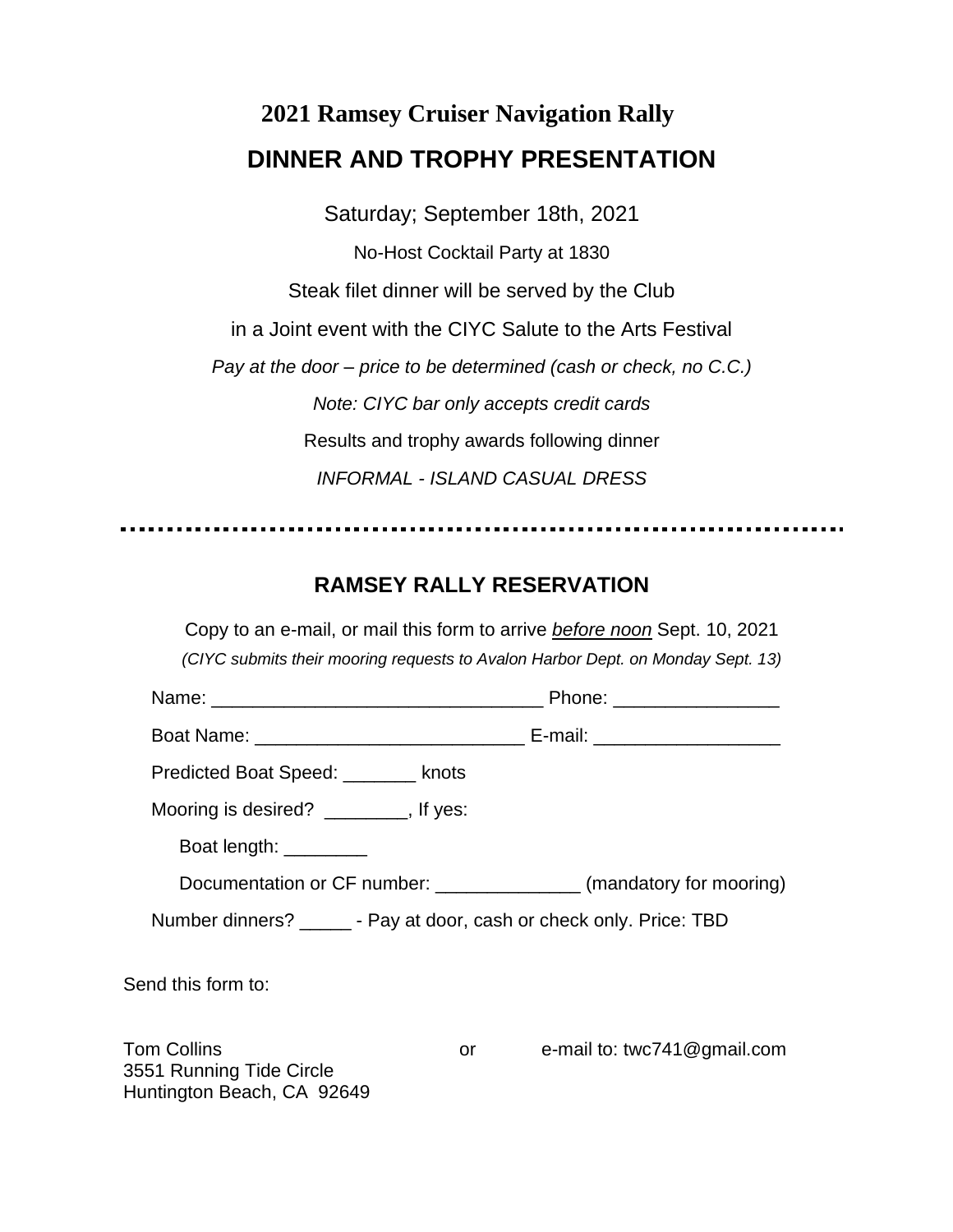# 2021 Ramsey Cruiser Navigation Rally

## DINNER AND TROPHY PRESENTATION

Saturday; September 18th, 2021

No-Host Cocktail Party at 1830

Steak filet dinner will be served by the Club

in a Joint event with the CIYC Salute to the Arts Festival

*Pay at the door – price to be determined (cash or check, no C.C.)*

*Note: CIYC bar only accepts credit cards*

Results and trophy awards following dinner

*INFORMAL - ISLAND CASUAL DRESS*

---

## RAMSEY RALLY RESERVATION

Copy to an e-mail, or mail this form to arrive *before noon* Sept. 10, 2021

*(CIYC submits their mooring requests to Avalon Harbor Dept. on Monday Sept. 13)*

Name: ________________________________ Phone: ________________

Boat Name: __________________________ E-mail: __________________

Predicted Boat Speed: _______ knots

Mooring is desired? ________, If yes:

Boat length: ________

Documentation or CF number: ______________ (mandatory for mooring)

Number dinners? _____ - Pay at door, cash or check only. Price: TBD

Send this form to:

Tom Collins
3551 Running Tide Circle
Huntington Beach, CA 92649

or

e-mail to: twc741@gmail.com